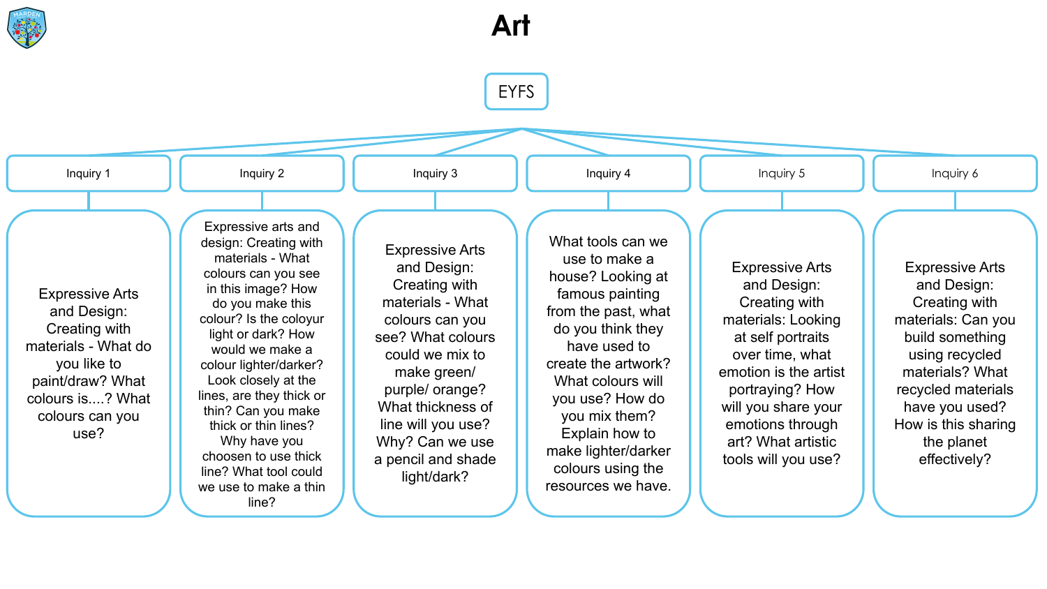# Art

## EYFS

### Inquiry 1

Expressive Arts and Design: Creating with materials - What do you like to paint/draw? What colours is....? What colours can you use?

### Inquiry 2

Expressive arts and design: Creating with materials - What colours can you see in this image? How do you make this colour? Is the coloyur light or dark? How would we make a colour lighter/darker? Look closely at the lines, are they thick or thin? Can you make thick or thin lines? Why have you choosen to use thick line? What tool could we use to make a thin line?

### Inquiry 3

Expressive Arts and Design: Creating with materials - What colours can you see? What colours could we mix to make green/ purple/ orange? What thickness of line will you use? Why? Can we use a pencil and shade light/dark?

### Inquiry 4

What tools can we use to make a house? Looking at famous painting from the past, what do you think they have used to create the artwork? What colours will you use? How do you mix them? Explain how to make lighter/darker colours using the resources we have.

### Inquiry 5

Expressive Arts and Design: Creating with materials: Looking at self portraits over time, what emotion is the artist portraying? How will you share your emotions through art? What artistic tools will you use?

### Inquiry 6

Expressive Arts and Design: Creating with materials: Can you build something using recycled materials? What recycled materials have you used? How is this sharing the planet effectively?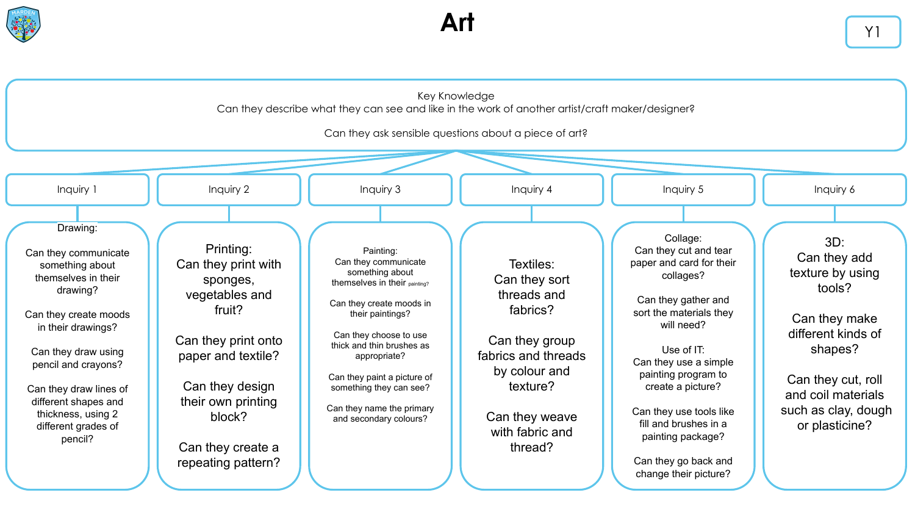# Art

Y1

## Key Knowledge

Can they describe what they can see and like in the work of another artist/craft maker/designer?

Can they ask sensible questions about a piece of art?

## Inquiry 1

Drawing:

Can they communicate something about themselves in their drawing?

Can they create moods in their drawings?

Can they draw using pencil and crayons?

Can they draw lines of different shapes and thickness, using 2 different grades of pencil?

## Inquiry 2

Printing:

Can they print with sponges, vegetables and fruit?

Can they print onto paper and textile?

Can they design their own printing block?

Can they create a repeating pattern?

## Inquiry 3

Painting:

Can they communicate something about themselves in their painting?

Can they create moods in their paintings?

Can they choose to use thick and thin brushes as appropriate?

Can they paint a picture of something they can see?

Can they name the primary and secondary colours?

## Inquiry 4

Textiles:

Can they sort threads and fabrics?

Can they group fabrics and threads by colour and texture?

Can they weave with fabric and thread?

## Inquiry 5

Collage:

Can they cut and tear paper and card for their collages?

Can they gather and sort the materials they will need?

Use of IT:

Can they use a simple painting program to create a picture?

Can they use tools like fill and brushes in a painting package?

Can they go back and change their picture?

## Inquiry 6

3D:

Can they add texture by using tools?

Can they make different kinds of shapes?

Can they cut, roll and coil materials such as clay, dough or plasticine?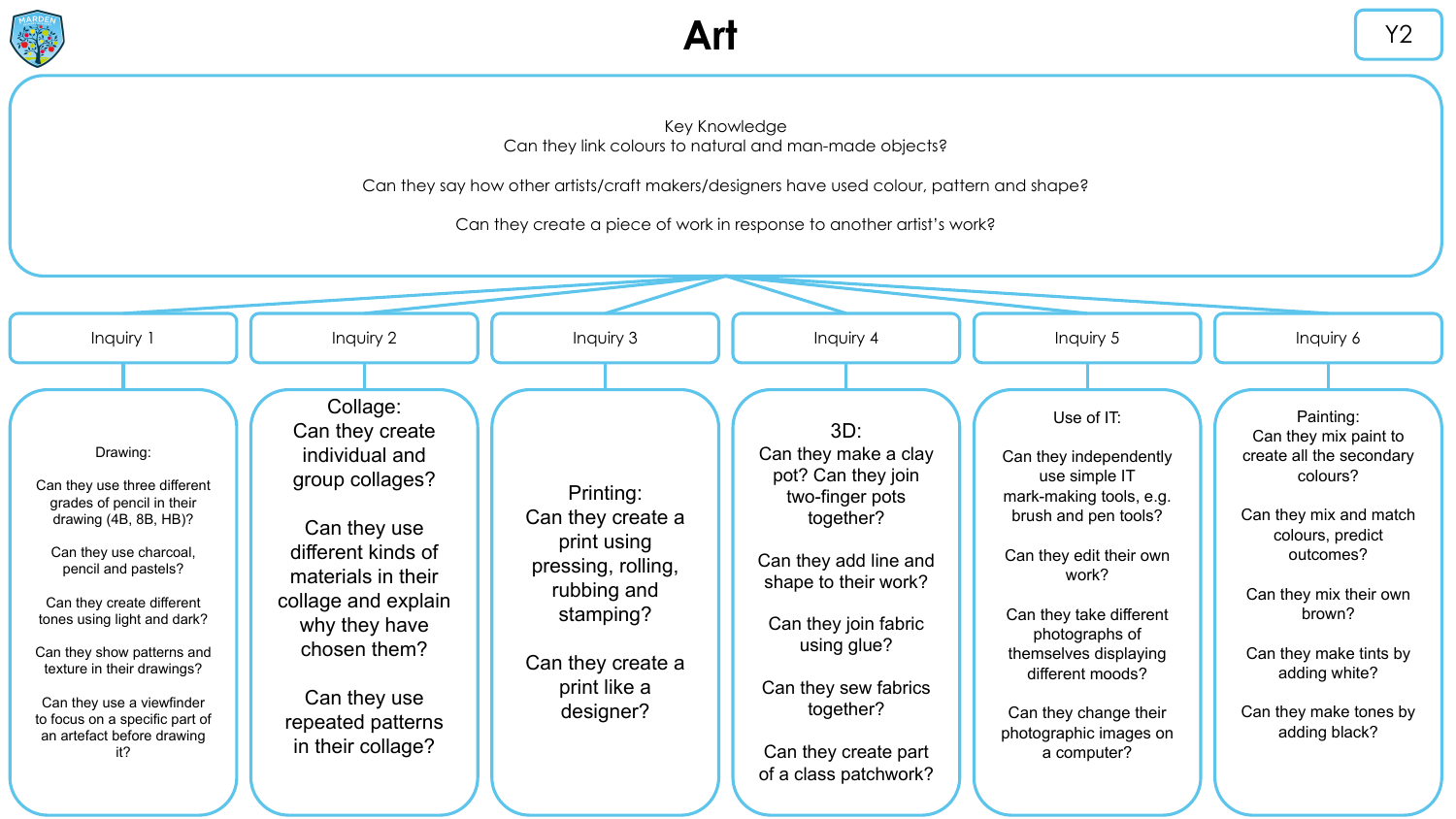# Art

Y2

## Key Knowledge

Can they link colours to natural and man-made objects?

Can they say how other artists/craft makers/designers have used colour, pattern and shape?

Can they create a piece of work in response to another artist's work?

## Inquiry 1

Drawing:

Can they use three different grades of pencil in their drawing (4B, 8B, HB)?

Can they use charcoal, pencil and pastels?

Can they create different tones using light and dark?

Can they show patterns and texture in their drawings?

Can they use a viewfinder to focus on a specific part of an artefact before drawing it?

## Inquiry 2

Collage:
Can they create individual and group collages?

Can they use different kinds of materials in their collage and explain why they have chosen them?

Can they use repeated patterns in their collage?

## Inquiry 3

Printing:
Can they create a print using pressing, rolling, rubbing and stamping?

Can they create a print like a designer?

## Inquiry 4

3D:
Can they make a clay pot? Can they join two-finger pots together?

Can they add line and shape to their work?

Can they join fabric using glue?

Can they sew fabrics together?

Can they create part of a class patchwork?

## Inquiry 5

Use of IT:

Can they independently use simple IT mark-making tools, e.g. brush and pen tools?

Can they edit their own work?

Can they take different photographs of themselves displaying different moods?

Can they change their photographic images on a computer?

## Inquiry 6

Painting:
Can they mix paint to create all the secondary colours?

Can they mix and match colours, predict outcomes?

Can they mix their own brown?

Can they make tints by adding white?

Can they make tones by adding black?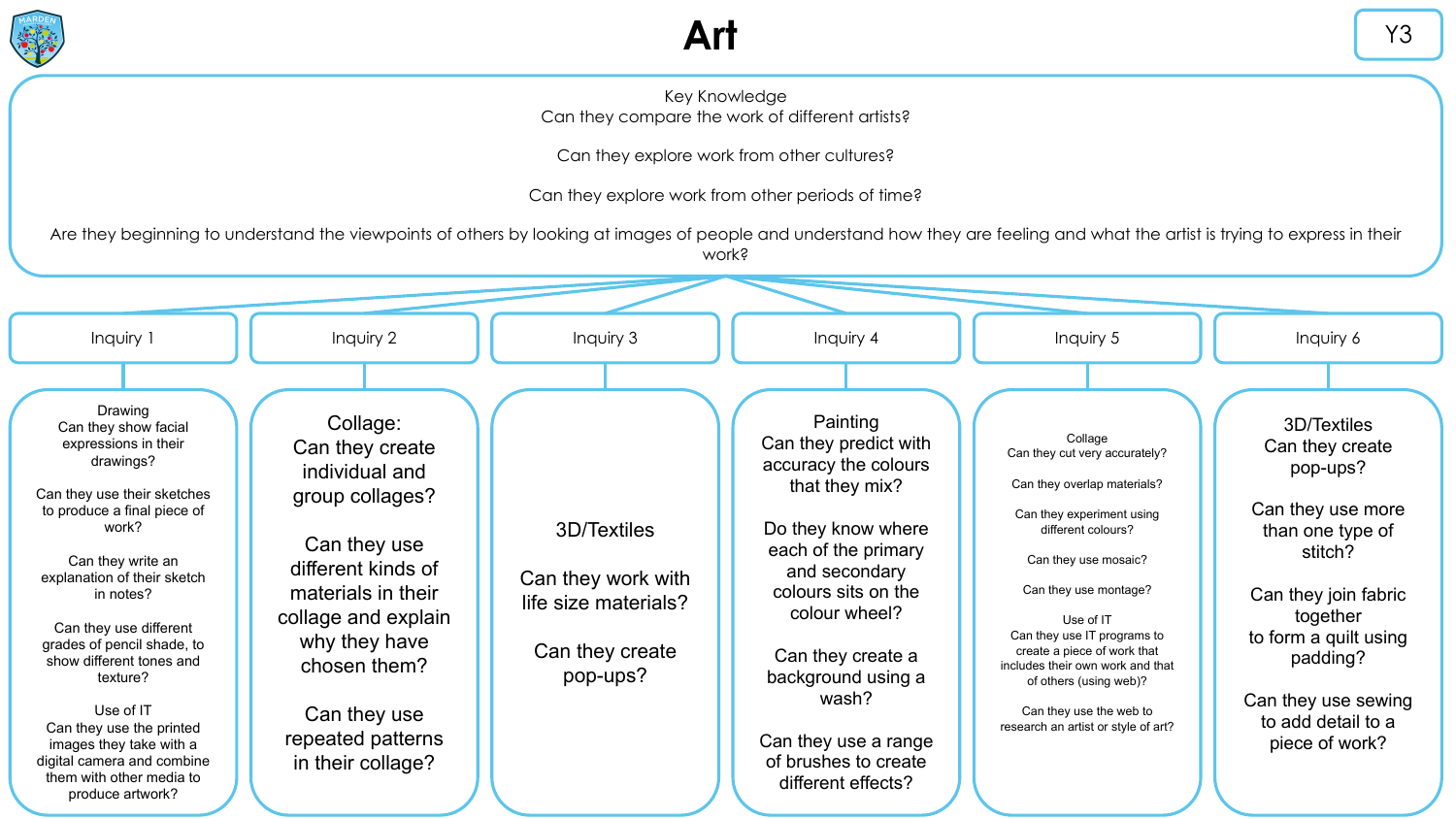# Art

Y3

## Key Knowledge

Can they compare the work of different artists?

Can they explore work from other cultures?

Can they explore work from other periods of time?

Are they beginning to understand the viewpoints of others by looking at images of people and understand how they are feeling and what the artist is trying to express in their work?

### Inquiry 1

Drawing

Can they show facial expressions in their drawings?

Can they use their sketches to produce a final piece of work?

Can they write an explanation of their sketch in notes?

Can they use different grades of pencil shade, to show different tones and texture?

Use of IT

Can they use the printed images they take with a digital camera and combine them with other media to produce artwork?

### Inquiry 2

Collage:

Can they create individual and group collages?

Can they use different kinds of materials in their collage and explain why they have chosen them?

Can they use repeated patterns in their collage?

### Inquiry 3

3D/Textiles

Can they work with life size materials?

Can they create pop-ups?

### Inquiry 4

Painting

Can they predict with accuracy the colours that they mix?

Do they know where each of the primary and secondary colours sits on the colour wheel?

Can they create a background using a wash?

Can they use a range of brushes to create different effects?

### Inquiry 5

Collage

Can they cut very accurately?

Can they overlap materials?

Can they experiment using different colours?

Can they use mosaic?

Can they use montage?

Use of IT

Can they use IT programs to create a piece of work that includes their own work and that of others (using web)?

Can they use the web to research an artist or style of art?

### Inquiry 6

3D/Textiles

Can they create pop-ups?

Can they use more than one type of stitch?

Can they join fabric together to form a quilt using padding?

Can they use sewing to add detail to a piece of work?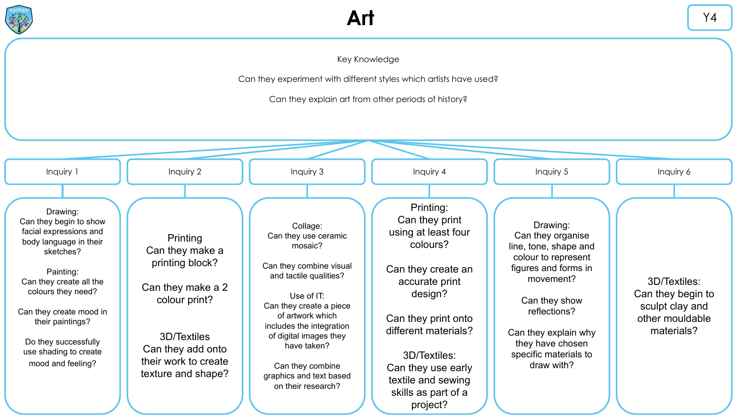# Art

Y4

## Key Knowledge

Can they experiment with different styles which artists have used?

Can they explain art from other periods of history?

### Inquiry 1

Drawing:
Can they begin to show facial expressions and body language in their sketches?

Painting:
Can they create all the colours they need?

Can they create mood in their paintings?

Do they successfully use shading to create mood and feeling?

### Inquiry 2

Printing
Can they make a printing block?

Can they make a 2 colour print?

3D/Textiles
Can they add onto their work to create texture and shape?

### Inquiry 3

Collage:
Can they use ceramic mosaic?

Can they combine visual and tactile qualities?

Use of IT:
Can they create a piece of artwork which includes the integration of digital images they have taken?

Can they combine graphics and text based on their research?

### Inquiry 4

Printing:
Can they print using at least four colours?

Can they create an accurate print design?

Can they print onto different materials?

3D/Textiles:
Can they use early textile and sewing skills as part of a project?

### Inquiry 5

Drawing:
Can they organise line, tone, shape and colour to represent figures and forms in movement?

Can they show reflections?

Can they explain why they have chosen specific materials to draw with?

### Inquiry 6

3D/Textiles:
Can they begin to sculpt clay and other mouldable materials?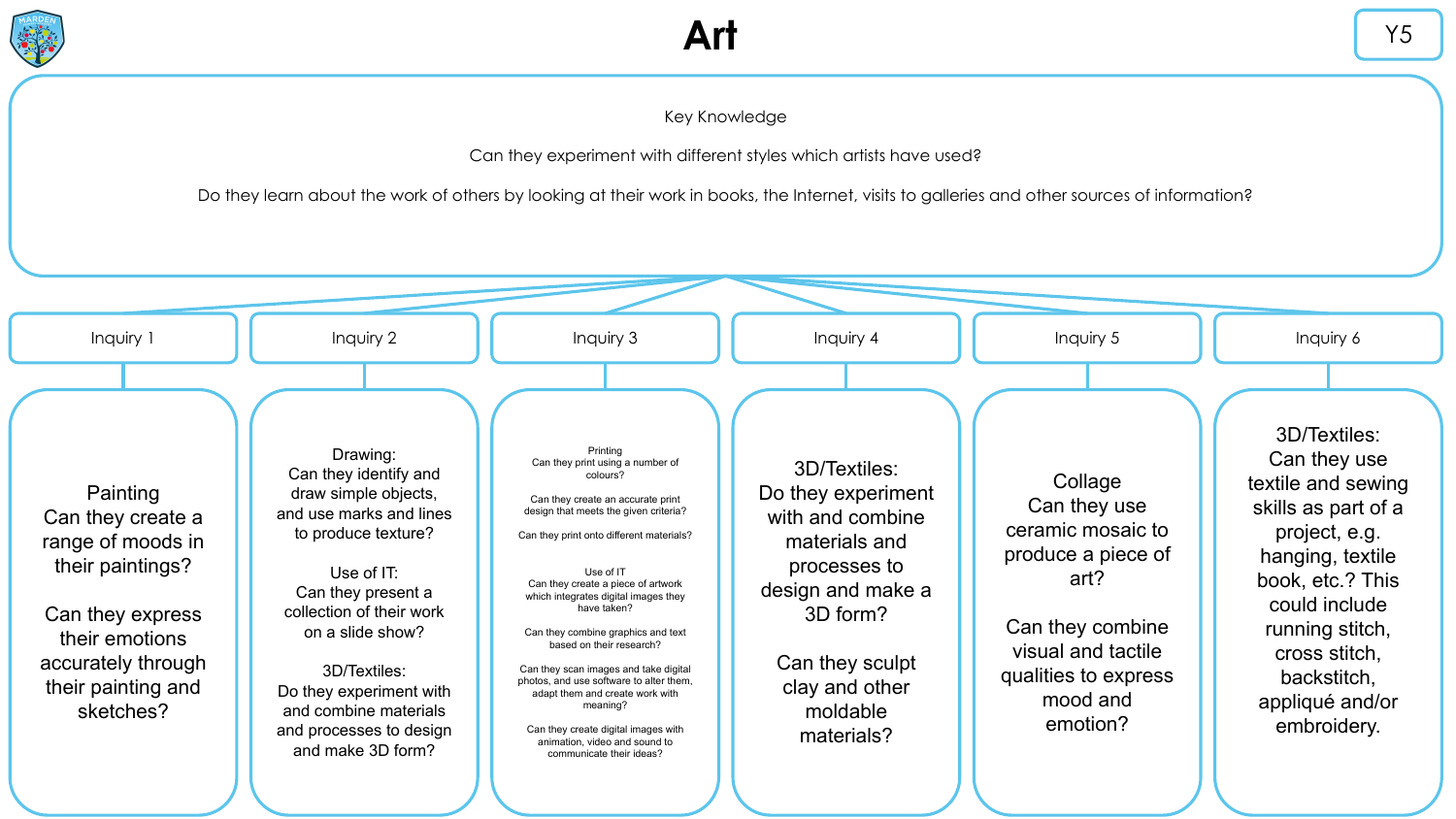# Art

Y5

## Key Knowledge

Can they experiment with different styles which artists have used?

Do they learn about the work of others by looking at their work in books, the Internet, visits to galleries and other sources of information?

## Inquiry 1

Painting
Can they create a range of moods in their paintings?

Can they express their emotions accurately through their painting and sketches?

## Inquiry 2

Drawing:
Can they identify and draw simple objects, and use marks and lines to produce texture?

Use of IT:
Can they present a collection of their work on a slide show?

3D/Textiles:
Do they experiment with and combine materials and processes to design and make 3D form?

## Inquiry 3

Printing
Can they print using a number of colours?

Can they create an accurate print design that meets the given criteria?

Can they print onto different materials?

Use of IT
Can they create a piece of artwork which integrates digital images they have taken?

Can they combine graphics and text based on their research?

Can they scan images and take digital photos, and use software to alter them, adapt them and create work with meaning?

Can they create digital images with animation, video and sound to communicate their ideas?

## Inquiry 4

3D/Textiles:
Do they experiment with and combine materials and processes to design and make a 3D form?

Can they sculpt clay and other moldable materials?

## Inquiry 5

Collage
Can they use ceramic mosaic to produce a piece of art?

Can they combine visual and tactile qualities to express mood and emotion?

## Inquiry 6

3D/Textiles:
Can they use textile and sewing skills as part of a project, e.g. hanging, textile book, etc.? This could include running stitch, cross stitch, backstitch, appliqué and/or embroidery.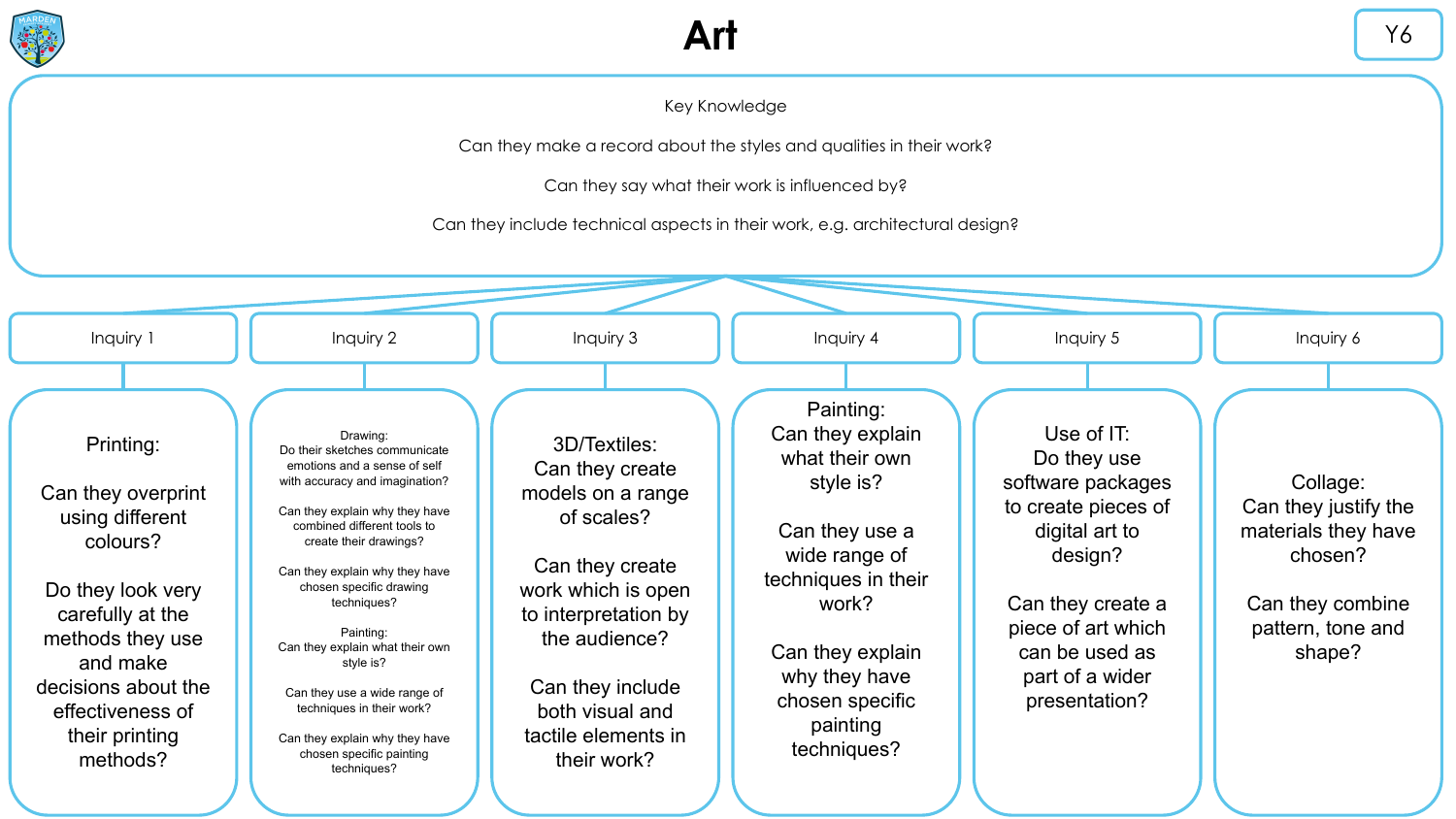# Art

Y6

## Key Knowledge

Can they make a record about the styles and qualities in their work?

Can they say what their work is influenced by?

Can they include technical aspects in their work, e.g. architectural design?

## Inquiry 1

Printing:

Can they overprint using different colours?

Do they look very carefully at the methods they use and make decisions about the effectiveness of their printing methods?

## Inquiry 2

Drawing:
Do their sketches communicate emotions and a sense of self with accuracy and imagination?

Can they explain why they have combined different tools to create their drawings?

Can they explain why they have chosen specific drawing techniques?

Painting:
Can they explain what their own style is?

Can they use a wide range of techniques in their work?

Can they explain why they have chosen specific painting techniques?

## Inquiry 3

3D/Textiles:
Can they create models on a range of scales?

Can they create work which is open to interpretation by the audience?

Can they include both visual and tactile elements in their work?

## Inquiry 4

Painting:
Can they explain what their own style is?

Can they use a wide range of techniques in their work?

Can they explain why they have chosen specific painting techniques?

## Inquiry 5

Use of IT:
Do they use software packages to create pieces of digital art to design?

Can they create a piece of art which can be used as part of a wider presentation?

## Inquiry 6

Collage:
Can they justify the materials they have chosen?

Can they combine pattern, tone and shape?